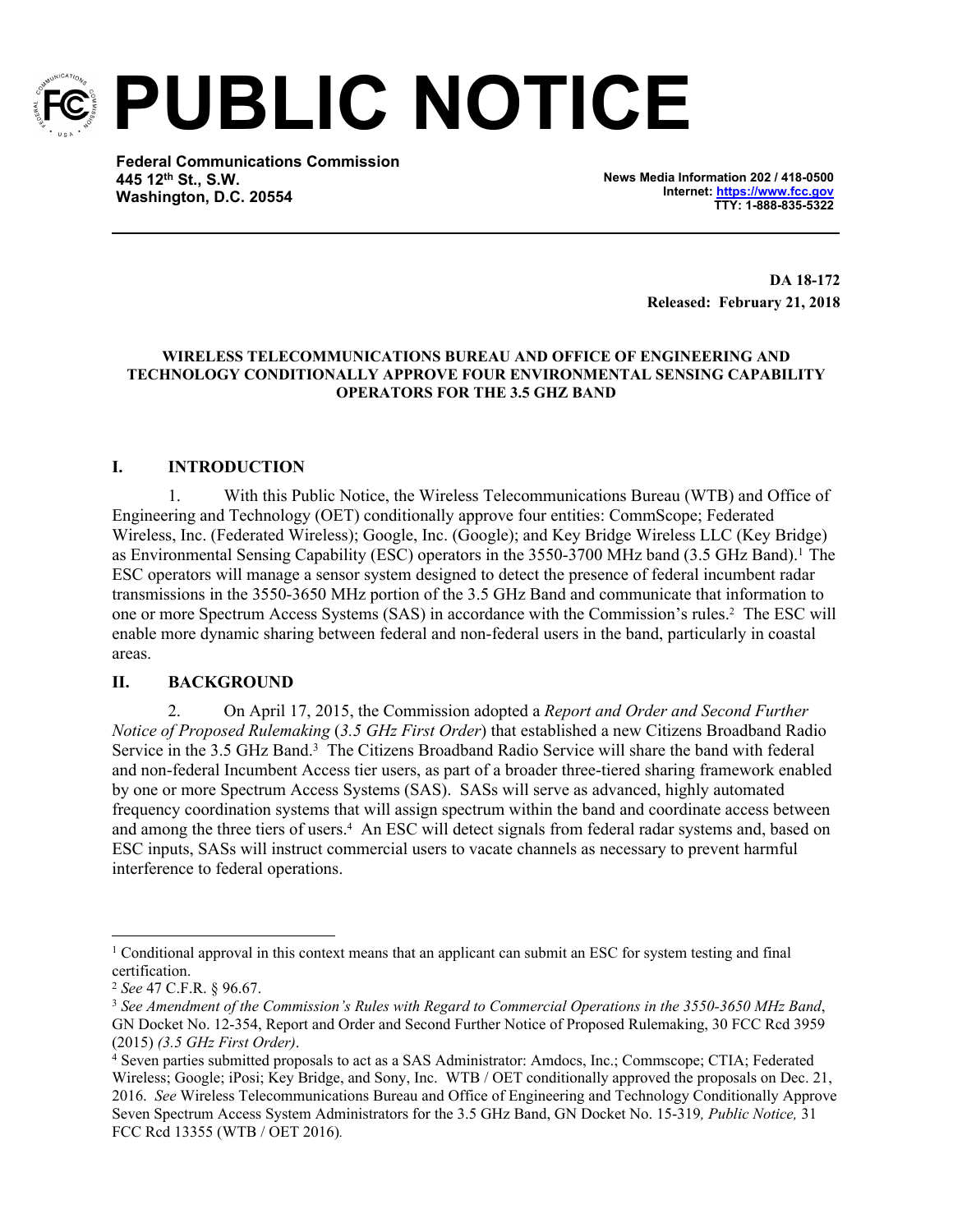# PUBLIC NOTICE

**Federal Communications Commission**
**445 12th St., S.W.**
**Washington, D.C. 20554**

**News Media Information 202 / 418-0500**
**Internet: https://www.fcc.gov**
**TTY: 1-888-835-5322**

**DA 18-172**
**Released: February 21, 2018**

**WIRELESS TELECOMMUNICATIONS BUREAU AND OFFICE OF ENGINEERING AND TECHNOLOGY CONDITIONALLY APPROVE FOUR ENVIRONMENTAL SENSING CAPABILITY OPERATORS FOR THE 3.5 GHZ BAND**

## I. INTRODUCTION

1. With this Public Notice, the Wireless Telecommunications Bureau (WTB) and Office of Engineering and Technology (OET) conditionally approve four entities: CommScope; Federated Wireless, Inc. (Federated Wireless); Google, Inc. (Google); and Key Bridge Wireless LLC (Key Bridge) as Environmental Sensing Capability (ESC) operators in the 3550-3700 MHz band (3.5 GHz Band).[1] The ESC operators will manage a sensor system designed to detect the presence of federal incumbent radar transmissions in the 3550-3650 MHz portion of the 3.5 GHz Band and communicate that information to one or more Spectrum Access Systems (SAS) in accordance with the Commission's rules.[2] The ESC will enable more dynamic sharing between federal and non-federal users in the band, particularly in coastal areas.

## II. BACKGROUND

2. On April 17, 2015, the Commission adopted a *Report and Order and Second Further Notice of Proposed Rulemaking* (*3.5 GHz First Order*) that established a new Citizens Broadband Radio Service in the 3.5 GHz Band.[3] The Citizens Broadband Radio Service will share the band with federal and non-federal Incumbent Access tier users, as part of a broader three-tiered sharing framework enabled by one or more Spectrum Access Systems (SAS). SASs will serve as advanced, highly automated frequency coordination systems that will assign spectrum within the band and coordinate access between and among the three tiers of users.[4] An ESC will detect signals from federal radar systems and, based on ESC inputs, SASs will instruct commercial users to vacate channels as necessary to prevent harmful interference to federal operations.

---

[1] Conditional approval in this context means that an applicant can submit an ESC for system testing and final certification.

[2] *See* 47 C.F.R. § 96.67.

[3] *See Amendment of the Commission's Rules with Regard to Commercial Operations in the 3550-3650 MHz Band*, GN Docket No. 12-354, Report and Order and Second Further Notice of Proposed Rulemaking, 30 FCC Rcd 3959 (2015) *(3.5 GHz First Order)*.

[4] Seven parties submitted proposals to act as a SAS Administrator: Amdocs, Inc.; Commscope; CTIA; Federated Wireless; Google; iPosi; Key Bridge, and Sony, Inc. WTB / OET conditionally approved the proposals on Dec. 21, 2016. *See* Wireless Telecommunications Bureau and Office of Engineering and Technology Conditionally Approve Seven Spectrum Access System Administrators for the 3.5 GHz Band, GN Docket No. 15-319*, Public Notice,* 31 FCC Rcd 13355 (WTB / OET 2016)*.*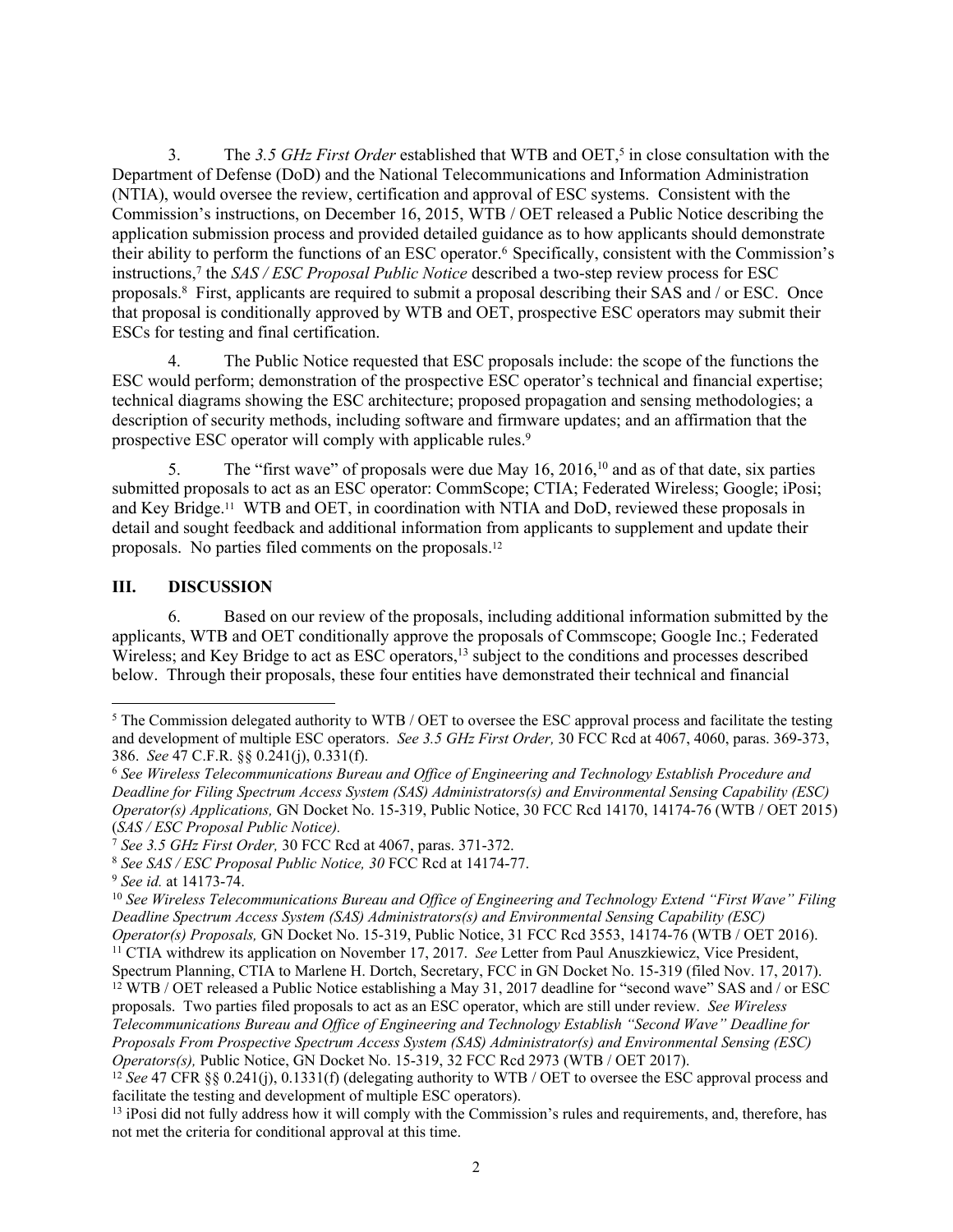3. The *3.5 GHz First Order* established that WTB and OET,[5] in close consultation with the Department of Defense (DoD) and the National Telecommunications and Information Administration (NTIA), would oversee the review, certification and approval of ESC systems. Consistent with the Commission's instructions, on December 16, 2015, WTB / OET released a Public Notice describing the application submission process and provided detailed guidance as to how applicants should demonstrate their ability to perform the functions of an ESC operator.[6] Specifically, consistent with the Commission's instructions,[7] the *SAS / ESC Proposal Public Notice* described a two-step review process for ESC proposals.[8] First, applicants are required to submit a proposal describing their SAS and / or ESC. Once that proposal is conditionally approved by WTB and OET, prospective ESC operators may submit their ESCs for testing and final certification.

4. The Public Notice requested that ESC proposals include: the scope of the functions the ESC would perform; demonstration of the prospective ESC operator's technical and financial expertise; technical diagrams showing the ESC architecture; proposed propagation and sensing methodologies; a description of security methods, including software and firmware updates; and an affirmation that the prospective ESC operator will comply with applicable rules.[9]

5. The "first wave" of proposals were due May 16, 2016,[10] and as of that date, six parties submitted proposals to act as an ESC operator: CommScope; CTIA; Federated Wireless; Google; iPosi; and Key Bridge.[11] WTB and OET, in coordination with NTIA and DoD, reviewed these proposals in detail and sought feedback and additional information from applicants to supplement and update their proposals. No parties filed comments on the proposals.[12]

## III. DISCUSSION

6. Based on our review of the proposals, including additional information submitted by the applicants, WTB and OET conditionally approve the proposals of Commscope; Google Inc.; Federated Wireless; and Key Bridge to act as ESC operators,[13] subject to the conditions and processes described below. Through their proposals, these four entities have demonstrated their technical and financial

---

[5] The Commission delegated authority to WTB / OET to oversee the ESC approval process and facilitate the testing and development of multiple ESC operators. *See 3.5 GHz First Order,* 30 FCC Rcd at 4067, 4060, paras. 369-373, 386. *See* 47 C.F.R. §§ 0.241(j), 0.331(f).

[6] *See Wireless Telecommunications Bureau and Office of Engineering and Technology Establish Procedure and Deadline for Filing Spectrum Access System (SAS) Administrators(s) and Environmental Sensing Capability (ESC) Operator(s) Applications,* GN Docket No. 15-319, Public Notice, 30 FCC Rcd 14170, 14174-76 (WTB / OET 2015) (*SAS / ESC Proposal Public Notice).*

[7] *See 3.5 GHz First Order,* 30 FCC Rcd at 4067, paras. 371-372.

[8] *See SAS / ESC Proposal Public Notice, 30* FCC Rcd at 14174-77.

[9] *See id.* at 14173-74.

[10] *See Wireless Telecommunications Bureau and Office of Engineering and Technology Extend "First Wave" Filing Deadline Spectrum Access System (SAS) Administrators(s) and Environmental Sensing Capability (ESC) Operator(s) Proposals,* GN Docket No. 15-319, Public Notice, 31 FCC Rcd 3553, 14174-76 (WTB / OET 2016).

[11] CTIA withdrew its application on November 17, 2017. *See* Letter from Paul Anuszkiewicz, Vice President, Spectrum Planning, CTIA to Marlene H. Dortch, Secretary, FCC in GN Docket No. 15-319 (filed Nov. 17, 2017).

[12] WTB / OET released a Public Notice establishing a May 31, 2017 deadline for "second wave" SAS and / or ESC proposals. Two parties filed proposals to act as an ESC operator, which are still under review. *See Wireless Telecommunications Bureau and Office of Engineering and Technology Establish "Second Wave" Deadline for Proposals From Prospective Spectrum Access System (SAS) Administrator(s) and Environmental Sensing (ESC) Operators(s),* Public Notice, GN Docket No. 15-319, 32 FCC Rcd 2973 (WTB / OET 2017).

[12] *See* 47 CFR §§ 0.241(j), 0.1331(f) (delegating authority to WTB / OET to oversee the ESC approval process and facilitate the testing and development of multiple ESC operators).

[13] iPosi did not fully address how it will comply with the Commission's rules and requirements, and, therefore, has not met the criteria for conditional approval at this time.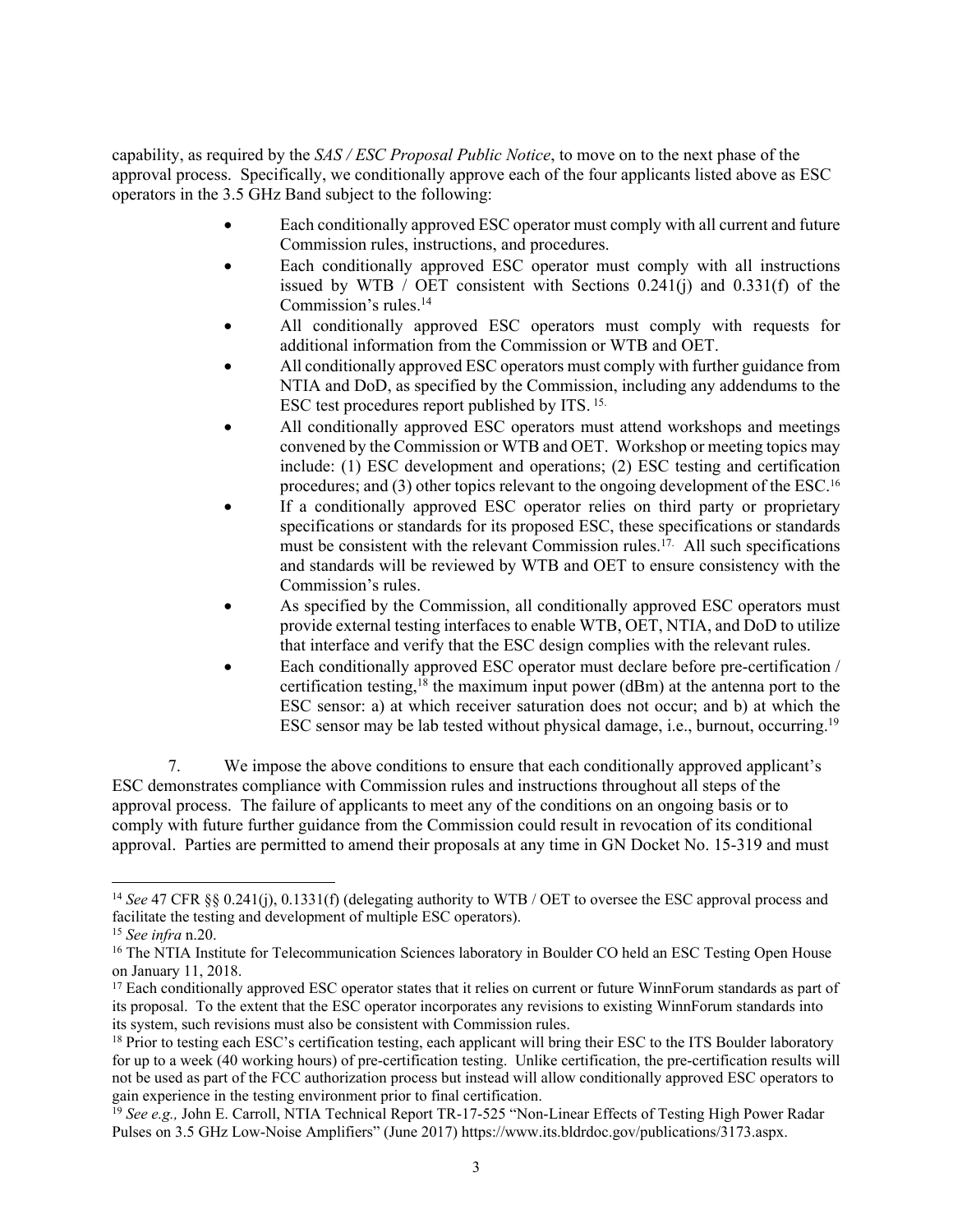capability, as required by the *SAS / ESC Proposal Public Notice*, to move on to the next phase of the approval process. Specifically, we conditionally approve each of the four applicants listed above as ESC operators in the 3.5 GHz Band subject to the following:

- Each conditionally approved ESC operator must comply with all current and future Commission rules, instructions, and procedures.
- Each conditionally approved ESC operator must comply with all instructions issued by WTB / OET consistent with Sections 0.241(j) and 0.331(f) of the Commission's rules.[14]
- All conditionally approved ESC operators must comply with requests for additional information from the Commission or WTB and OET.
- All conditionally approved ESC operators must comply with further guidance from NTIA and DoD, as specified by the Commission, including any addendums to the ESC test procedures report published by ITS. [15]
- All conditionally approved ESC operators must attend workshops and meetings convened by the Commission or WTB and OET. Workshop or meeting topics may include: (1) ESC development and operations; (2) ESC testing and certification procedures; and (3) other topics relevant to the ongoing development of the ESC.[16]
- If a conditionally approved ESC operator relies on third party or proprietary specifications or standards for its proposed ESC, these specifications or standards must be consistent with the relevant Commission rules.[17] All such specifications and standards will be reviewed by WTB and OET to ensure consistency with the Commission's rules.
- As specified by the Commission, all conditionally approved ESC operators must provide external testing interfaces to enable WTB, OET, NTIA, and DoD to utilize that interface and verify that the ESC design complies with the relevant rules.
- Each conditionally approved ESC operator must declare before pre-certification / certification testing,[18] the maximum input power (dBm) at the antenna port to the ESC sensor: a) at which receiver saturation does not occur; and b) at which the ESC sensor may be lab tested without physical damage, i.e., burnout, occurring.[19]

7. We impose the above conditions to ensure that each conditionally approved applicant's ESC demonstrates compliance with Commission rules and instructions throughout all steps of the approval process. The failure of applicants to meet any of the conditions on an ongoing basis or to comply with future further guidance from the Commission could result in revocation of its conditional approval. Parties are permitted to amend their proposals at any time in GN Docket No. 15-319 and must

---

[14] *See* 47 CFR §§ 0.241(j), 0.1331(f) (delegating authority to WTB / OET to oversee the ESC approval process and facilitate the testing and development of multiple ESC operators).

[15] *See infra* n.20.

[16] The NTIA Institute for Telecommunication Sciences laboratory in Boulder CO held an ESC Testing Open House on January 11, 2018.

[17] Each conditionally approved ESC operator states that it relies on current or future WinnForum standards as part of its proposal. To the extent that the ESC operator incorporates any revisions to existing WinnForum standards into its system, such revisions must also be consistent with Commission rules.

[18] Prior to testing each ESC's certification testing, each applicant will bring their ESC to the ITS Boulder laboratory for up to a week (40 working hours) of pre-certification testing. Unlike certification, the pre-certification results will not be used as part of the FCC authorization process but instead will allow conditionally approved ESC operators to gain experience in the testing environment prior to final certification.

[19] *See e.g.,* John E. Carroll, NTIA Technical Report TR-17-525 "Non-Linear Effects of Testing High Power Radar Pulses on 3.5 GHz Low-Noise Amplifiers" (June 2017) https://www.its.bldrdoc.gov/publications/3173.aspx.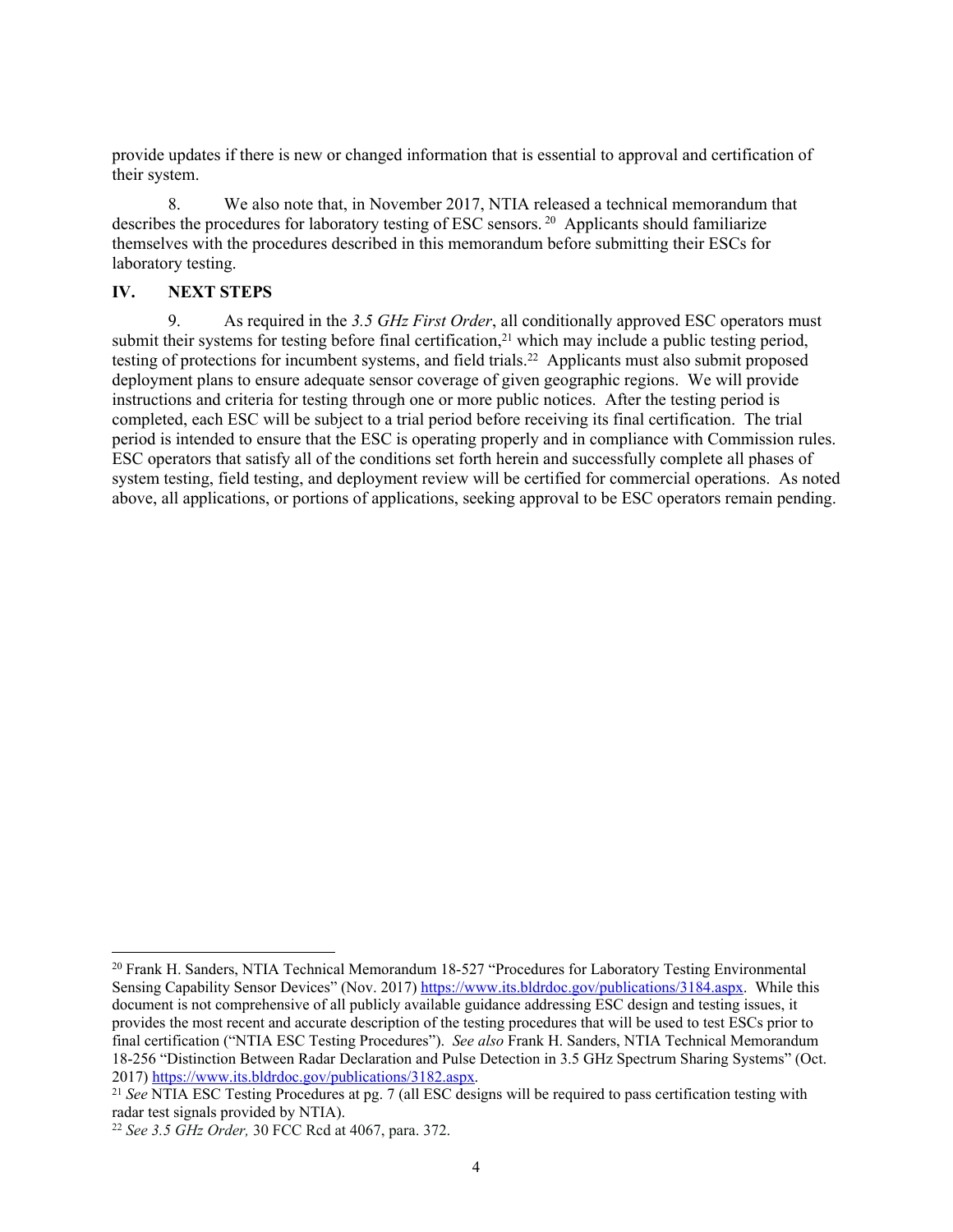provide updates if there is new or changed information that is essential to approval and certification of their system.

8. We also note that, in November 2017, NTIA released a technical memorandum that describes the procedures for laboratory testing of ESC sensors.[20] Applicants should familiarize themselves with the procedures described in this memorandum before submitting their ESCs for laboratory testing.

## IV. NEXT STEPS

9. As required in the *3.5 GHz First Order*, all conditionally approved ESC operators must submit their systems for testing before final certification,[21] which may include a public testing period, testing of protections for incumbent systems, and field trials.[22] Applicants must also submit proposed deployment plans to ensure adequate sensor coverage of given geographic regions. We will provide instructions and criteria for testing through one or more public notices. After the testing period is completed, each ESC will be subject to a trial period before receiving its final certification. The trial period is intended to ensure that the ESC is operating properly and in compliance with Commission rules. ESC operators that satisfy all of the conditions set forth herein and successfully complete all phases of system testing, field testing, and deployment review will be certified for commercial operations. As noted above, all applications, or portions of applications, seeking approval to be ESC operators remain pending.

---

[20] Frank H. Sanders, NTIA Technical Memorandum 18-527 "Procedures for Laboratory Testing Environmental Sensing Capability Sensor Devices" (Nov. 2017) https://www.its.bldrdoc.gov/publications/3184.aspx. While this document is not comprehensive of all publicly available guidance addressing ESC design and testing issues, it provides the most recent and accurate description of the testing procedures that will be used to test ESCs prior to final certification ("NTIA ESC Testing Procedures"). *See also* Frank H. Sanders, NTIA Technical Memorandum 18-256 "Distinction Between Radar Declaration and Pulse Detection in 3.5 GHz Spectrum Sharing Systems" (Oct. 2017) https://www.its.bldrdoc.gov/publications/3182.aspx.

[21] *See* NTIA ESC Testing Procedures at pg. 7 (all ESC designs will be required to pass certification testing with radar test signals provided by NTIA).

[22] *See 3.5 GHz Order,* 30 FCC Rcd at 4067, para. 372.